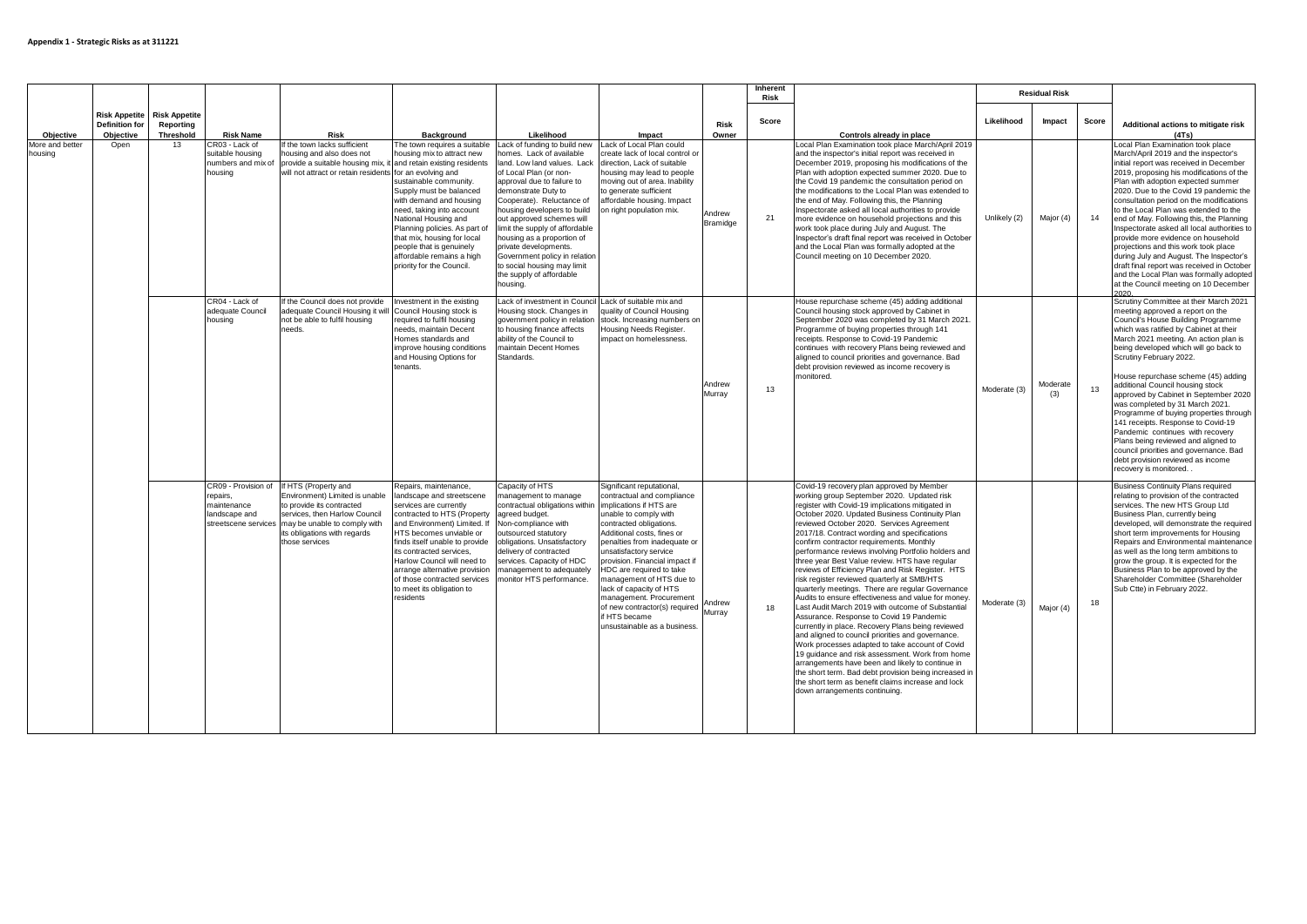**Appendix 1 - Strategic Risks as at 311221**

| Objective | Risk Appetite Definition for Objective | Risk Appetite Reporting Threshold | Risk Name | Risk | Background | Likelihood | Impact | Risk Owner | Inherent Risk Score | Controls already in place | Residual Risk Likelihood | Residual Risk Impact | Residual Risk Score | Additional actions to mitigate risk (4Ts) |
|---|---|---|---|---|---|---|---|---|---|---|---|---|---|---|
| More and better housing | Open | 13 | CR03 - Lack of suitable housing numbers and mix of housing | If the town lacks sufficient housing and also does not provide a suitable housing mix, it will not attract or retain residents | The town requires a suitable housing mix to attract new and retain existing residents for an evolving and sustainable community. Supply must be balanced with demand and housing need, taking into account National Housing and Planning policies. As part of that mix, housing for local people that is genuinely affordable remains a high priority for the Council. | Lack of funding to build new homes. Lack of available land. Low land values. Lack of Local Plan (or non-approval due to failure to demonstrate Duty to Cooperate). Reluctance of housing developers to build out approved schemes will limit the supply of affordable housing as a proportion of private developments. Government policy in relation to social housing may limit the supply of affordable housing. | Lack of Local Plan could create lack of local control or direction, Lack of suitable housing may lead to people moving out of area. Inability to generate sufficient affordable housing. Impact on right population mix. | Andrew Bramidge | 21 | Local Plan Examination took place March/April 2019 and the inspector's initial report was received in December 2019, proposing his modifications of the Plan with adoption expected summer 2020. Due to the Covid 19 pandemic the consultation period on the modifications to the Local Plan was extended to the end of May. Following this, the Planning Inspectorate asked all local authorities to provide more evidence on household projections and this work took place during July and August. The Inspector's draft final report was received in October and the Local Plan was formally adopted at the Council meeting on 10 December 2020. | Unlikely (2) | Major (4) | 14 | Local Plan Examination took place March/April 2019 and the inspector's initial report was received in December 2019, proposing his modifications of the Plan with adoption expected summer 2020. Due to the Covid 19 pandemic the consultation period on the modifications to the Local Plan was extended to the end of May. Following this, the Planning Inspectorate asked all local authorities to provide more evidence on household projections and this work took place during July and August. The Inspector's draft final report was received in October and the Local Plan was formally adopted at the Council meeting on 10 December 2020. |
| | | | CR04 - Lack of adequate Council housing | If the Council does not provide adequate Council Housing it will not be able to fulfil housing needs. | Investment in the existing Council Housing stock is required to fulfil housing needs, maintain Decent Homes standards and improve housing conditions and Housing Options for tenants. | Lack of investment in Council Housing stock. Changes in government policy in relation to housing finance affects ability of the Council to maintain Decent Homes Standards. | Lack of suitable mix and quality of Council Housing stock. Increasing numbers on Housing Needs Register. impact on homelessness. | Andrew Murray | 13 | House repurchase scheme (45) adding additional Council housing stock approved by Cabinet in September 2020 was completed by 31 March 2021. Programme of buying properties through 141 receipts. Response to Covid-19 Pandemic continues with recovery Plans being reviewed and aligned to council priorities and governance. Bad debt provision reviewed as income recovery is monitored. | Moderate (3) | Moderate (3) | 13 | Scrutiny Committee at their March 2021 meeting approved a report on the Council's House Building Programme which was ratified by Cabinet at their March 2021 meeting. An action plan is being developed which will go back to Scrutiny February 2022.<br><br>House repurchase scheme (45) adding additional Council housing stock approved by Cabinet in September 2020 was completed by 31 March 2021. Programme of buying properties through 141 receipts. Response to Covid-19 Pandemic continues with recovery Plans being reviewed and aligned to council priorities and governance. Bad debt provision reviewed as income recovery is monitored. . |
| | | | CR09 - Provision of repairs, maintenance landscape and streetscene services | If HTS (Property and Environment) Limited is unable to provide its contracted services, then Harlow Council may be unable to comply with its obligations with regards those services | Repairs, maintenance, landscape and streetscene services are currently contracted to HTS (Property and Environment) Limited. If HTS becomes unviable or finds itself unable to provide its contracted services, Harlow Council will need to arrange alternative provision of those contracted services to meet its obligation to residents | Capacity of HTS management to manage contractual obligations within agreed budget. Non-compliance with outsourced statutory obligations. Unsatisfactory delivery of contracted services. Capacity of HDC management to adequately monitor HTS performance. | Significant reputational, contractual and compliance implications if HTS are unable to comply with contracted obligations. Additional costs, fines or penalties from inadequate or unsatisfactory service provision. Financial impact if HDC are required to take management of HTS due to lack of capacity of HTS management. Procurement of new contractor(s) required if HTS became unsustainable as a business. | Andrew Murray | 18 | Covid-19 recovery plan approved by Member working group September 2020. Updated risk register with Covid-19 implications mitigated in October 2020. Updated Business Continuity Plan reviewed October 2020. Services Agreement 2017/18. Contract wording and specifications confirm contractor requirements. Monthly performance reviews involving Portfolio holders and three year Best Value review. HTS have regular reviews of Efficiency Plan and Risk Register. HTS risk register reviewed quarterly at SMB/HTS quarterly meetings. There are regular Governance Audits to ensure effectiveness and value for money. Last Audit March 2019 with outcome of Substantial Assurance. Response to Covid 19 Pandemic currently in place. Recovery Plans being reviewed and aligned to council priorities and governance. Work processes adapted to take account of Covid 19 guidance and risk assessment. Work from home arrangements have been and likely to continue in the short term. Bad debt provision being increased in the short term as benefit claims increase and lock down arrangements continuing. | Moderate (3) | Major (4) | 18 | Business Continuity Plans required relating to provision of the contracted services. The new HTS Group Ltd Business Plan, currently being developed, will demonstrate the required short term improvements for Housing Repairs and Environmental maintenance as well as the long term ambitions to grow the group. It is expected for the Business Plan to be approved by the Shareholder Committee (Shareholder Sub Ctte) in February 2022. |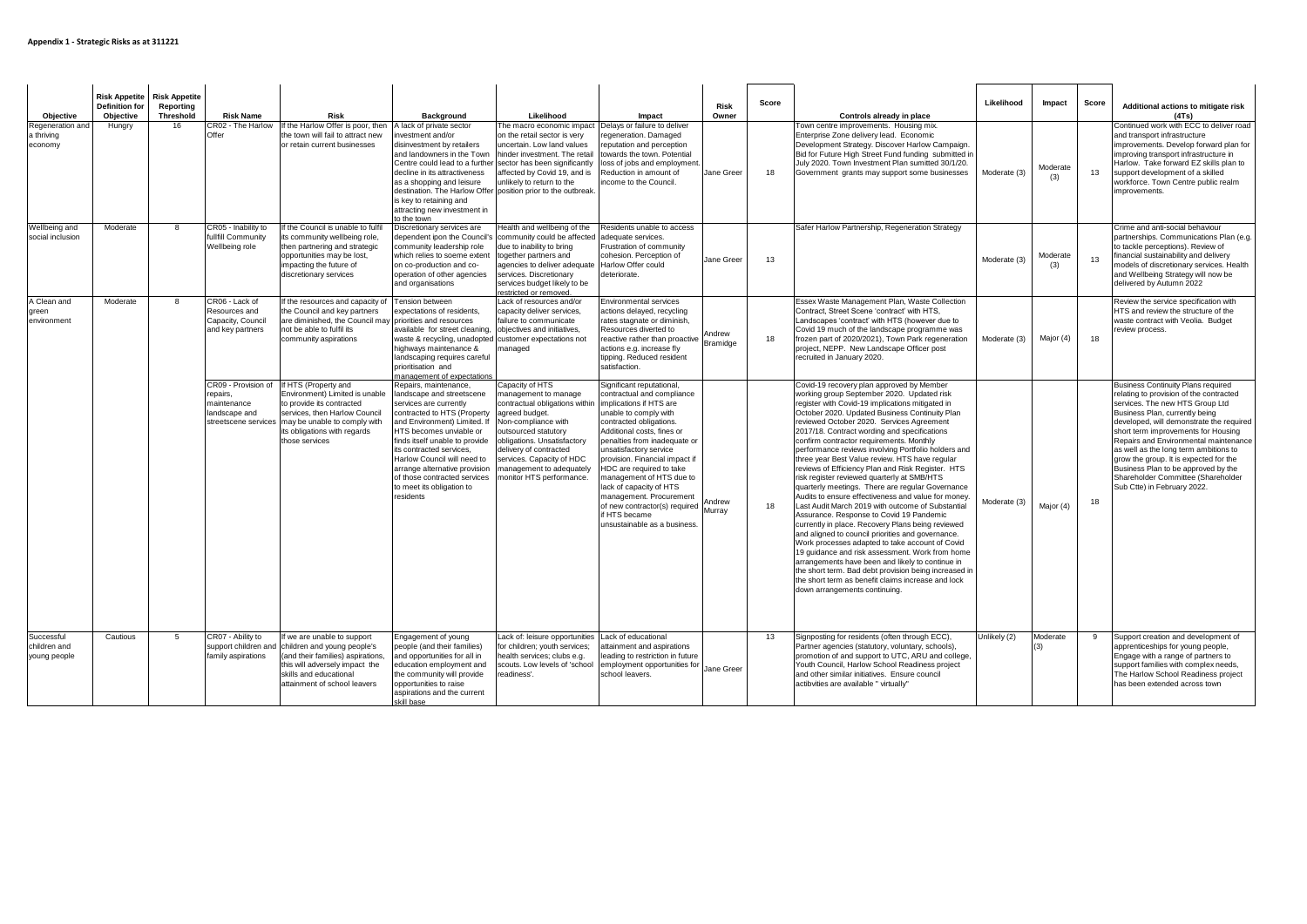**Appendix 1 - Strategic Risks as at 311221**

| Objective | Risk Appetite Definition for Objective | Risk Appetite Reporting Threshold | Risk Name | Risk | Background | Likelihood | Impact | Risk Owner | Score | Controls already in place | Likelihood | Impact | Score | Additional actions to mitigate risk (4Ts) |
|---|---|---|---|---|---|---|---|---|---|---|---|---|---|---|
| Regeneration and a thriving economy | Hungry | 16 | CR02 - The Harlow Offer | If the Harlow Offer is poor, then the town will fail to attract new or retain current businesses | A lack of private sector investment and/or disinvestment by retailers and landowners in the Town Centre could lead to a further decline in its attractiveness as a shopping and leisure destination. The Harlow Offer is key to retaining and attracting new investment in to the town | The macro economic impact on the retail sector is very uncertain. Low land values hinder investment. The retail sector has been significantly affected by Covid 19, and is unlikely to return to the position prior to the outbreak. | Delays or failure to deliver regeneration. Damaged reputation and perception towards the town. Potential loss of jobs and employment. Reduction in amount of income to the Council. | Jane Greer | 18 | Town centre improvements. Housing mix. Enterprise Zone delivery lead. Economic Development Strategy. Discover Harlow Campaign. Bid for Future High Street Fund funding submitted in July 2020. Town Investment Plan sumitted 30/1/20. Government grants may support some businesses | Moderate (3) | Moderate (3) | 13 | Continued work with ECC to deliver road and transport infrastructure improvements. Develop forward plan for improving transport infrastructure in Harlow. Take forward EZ skills plan to support development of a skilled workforce. Town Centre public realm improvements. |
| Wellbeing and social inclusion | Moderate | 8 | CR05 - Inability to fullfill Community Wellbeing role | If the Council is unable to fulfil its community wellbeing role, then partnering and strategic opportunities may be lost, impacting the future of discretionary services | Discretionary services are dependent ipon the Council's community leadership role which relies to soeme extent on co-production and co-operation of other agencies and organisations | Health and wellbeing of the community could be affected due to inability to bring together partners and agencies to deliver adequate services. Discretionary services budget likely to be restricted or removed. | Residents unable to access adequate services. Frustration of community cohesion. Perception of Harlow Offer could deteriorate. | Jane Greer | 13 | Safer Harlow Partnership, Regeneration Strategy | Moderate (3) | Moderate (3) | 13 | Crime and anti-social behaviour partnerships. Communications Plan (e.g. to tackle perceptions). Review of financial sustainability and delivery models of discretionary services. Health and Wellbeing Strategy will now be delivered by Autumn 2022 |
| A Clean and green environment | Moderate | 8 | CR06 - Lack of Resources and Capacity, Council and key partners | If the resources and capacity of the Council and key partners are diminished, the Council may not be able to fulfil its community aspirations | Tension between expectations of residents, priorities and resources available for street cleaning, waste & recycling, unadopted highways maintenance & landscaping requires careful prioritisation and management of expectations | Lack of resources and/or capacity deliver services, failure to communicate objectives and initiatives, customer expectations not managed | Environmental services actions delayed, recycling rates stagnate or diminish, Resources diverted to reactive rather than proactive actions e.g. increase fly tipping. Reduced resident satisfaction. | Andrew Bramidge | 18 | Essex Waste Management Plan, Waste Collection Contract, Street Scene 'contract' with HTS, Landscapes 'contract' with HTS (however due to Covid 19 much of the landscape programme was frozen part of 2020/2021), Town Park regeneration project, NEPP. New Landscape Officer post recruited in January 2020. | Moderate (3) | Major (4) | 18 | Review the service specification with HTS and review the structure of the waste contract with Veolia. Budget review process. |
| | | | CR09 - Provision of repairs, maintenance landscape and streetscene services | If HTS (Property and Environment) Limited is unable to provide its contracted services, then Harlow Council may be unable to comply with its obligations with regards those services | Repairs, maintenance, landscape and streetscene services are currently contracted to HTS (Property and Environment) Limited. If HTS becomes unviable or finds itself unable to provide its contracted services, Harlow Council will need to arrange alternative provision of those contracted services to meet its obligation to residents | Capacity of HTS management to manage contractual obligations within agreed budget. Non-compliance with outsourced statutory obligations. Unsatisfactory delivery of contracted services. Capacity of HDC management to adequately monitor HTS performance. | Significant reputational, contractual and compliance implications if HTS are unable to comply with contracted obligations. Additional costs, fines or penalties from inadequate or unsatisfactory service provision. Financial impact if HDC are required to take management of HTS due to lack of capacity of HTS management. Procurement of new contractor(s) required if HTS became unsustainable as a business. | Andrew Murray | 18 | Covid-19 recovery plan approved by Member working group September 2020. Updated risk register with Covid-19 implications mitigated in October 2020. Updated Business Continuity Plan reviewed October 2020. Services Agreement 2017/18. Contract wording and specifications confirm contractor requirements. Monthly performance reviews involving Portfolio holders and three year Best Value review. HTS have regular reviews of Efficiency Plan and Risk Register. HTS risk register reviewed quarterly at SMB/HTS quarterly meetings. There are regular Governance Audits to ensure effectiveness and value for money. Last Audit March 2019 with outcome of Substantial Assurance. Response to Covid 19 Pandemic currently in place. Recovery Plans being reviewed and aligned to council priorities and governance. Work processes adapted to take account of Covid 19 guidance and risk assessment. Work from home arrangements have been and likely to continue in the short term. Bad debt provision being increased in the short term as benefit claims increase and lock down arrangements continuing. | Moderate (3) | Major (4) | 18 | Business Continuity Plans required relating to provision of the contracted services. The new HTS Group Ltd Business Plan, currently being developed, will demonstrate the required short term improvements for Housing Repairs and Environmental maintenance as well as the long term ambitions to grow the group. It is expected for the Business Plan to be approved by the Shareholder Committee (Shareholder Sub Ctte) in February 2022. |
| Successful children and young people | Cautious | 5 | CR07 - Ability to support children and family aspirations | If we are unable to support children and young people's (and their families) aspirations, this will adversely impact the skills and educational attainment of school leavers | Engagement of young people (and their families) and opportunities for all in education employment and the community will provide opportunities to raise aspirations and the current skill base | Lack of: leisure opportunities for children; youth services; health services; clubs e.g. scouts. Low levels of 'school readiness'. | Lack of educational attainment and aspirations leading to restriction in future employment opportunities for school leavers. | Jane Greer | 13 | Signposting for residents (often through ECC), Partner agencies (statutory, voluntary, schools), promotion of and support to UTC, ARU and college, Youth Council, Harlow School Readiness project and other similar initiatives. Ensure council actibvities are available " virtually" | Unlikely (2) | Moderate (3) | 9 | Support creation and development of apprenticeships for young people, Engage with a range of partners to support families with complex needs, The Harlow School Readiness project has been extended across town |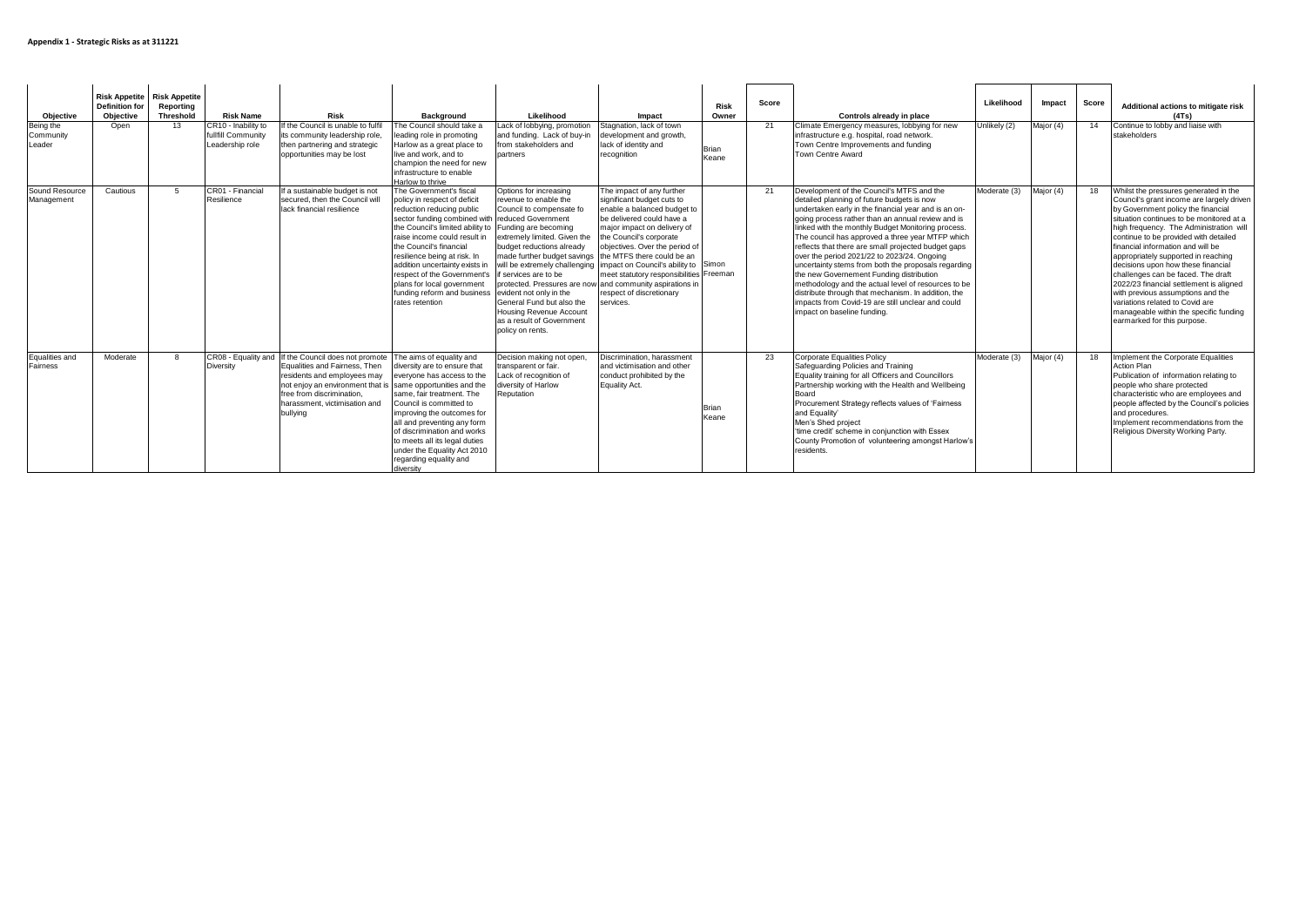**Appendix 1 - Strategic Risks as at 311221**

| Objective | Risk Appetite Definition for Objective | Risk Appetite Reporting Threshold | Risk Name | Risk | Background | Likelihood | Impact | Risk Owner | Score | Controls already in place | Likelihood | Impact | Score | Additional actions to mitigate risk (4Ts) |
|---|---|---|---|---|---|---|---|---|---|---|---|---|---|---|
| Being the Community Leader | Open | 13 | CR10 - Inability to fulfill Community Leadership role | If the Council is unable to fulfil its community leadership role, then partnering and strategic opportunities may be lost | The Council should take a leading role in promoting Harlow as a great place to live and work, and to champion the need for new infrastructure to enable Harlow to thrive | Lack of lobbying, promotion and funding. Lack of buy-in from stakeholders and partners | Stagnation, lack of town development and growth, lack of identity and recognition | Brian Keane | 21 | Climate Emergency measures, lobbying for new infrastructure e.g. hospital, road network. Town Centre Improvements and funding Town Centre Award | Unlikely (2) | Major (4) | 14 | Continue to lobby and liaise with stakeholders |
| Sound Resource Management | Cautious | 5 | CR01 - Financial Resilience | If a sustainable budget is not secured, then the Council will lack financial resilience | The Government's fiscal policy in respect of deficit reduction reducing public sector funding combined with the Council's limited ability to raise income could result in the Council's financial resilience being at risk. In addition uncertainty exists in respect of the Government's plans for local government funding reform and business rates retention | Options for increasing revenue to enable the Council to compensate fo reduced Government Funding are becoming extremely limited. Given the budget reductions already made further budget savings will be extremely challenging if services are to be protected. Pressures are now evident not only in the General Fund but also the Housing Revenue Account as a result of Government policy on rents. | The impact of any further significant budget cuts to enable a balanced budget to be delivered could have a major impact on delivery of the Council's corporate objectives. Over the period of the MTFS there could be an impact on Council's ability to meet statutory responsibilities and community aspirations in respect of discretionary services. | Simon Freeman | 21 | Development of the Council's MTFS and the detailed planning of future budgets is now undertaken early in the financial year and is an on-going process rather than an annual review and is linked with the monthly Budget Monitoring process. The council has approved a three year MTFP which reflects that there are small projected budget gaps over the period 2021/22 to 2023/24. Ongoing uncertainty stems from both the proposals regarding the new Governement Funding distribution methodology and the actual level of resources to be distribute through that mechanism. In addition, the impacts from Covid-19 are still unclear and could impact on baseline funding. | Moderate (3) | Major (4) | 18 | Whilst the pressures generated in the Council's grant income are largely driven by Government policy the financial situation continues to be monitored at a high frequency. The Administration will continue to be provided with detailed financial information and will be appropriately supported in reaching decisions upon how these financial challenges can be faced. The draft 2022/23 financial settlement is aligned with previous assumptions and the variations related to Covid are manageable within the specific funding earmarked for this purpose. |
| Equalities and Fairness | Moderate | 8 | CR08 - Equality and Diversity | If the Council does not promote Equalities and Fairness, Then residents and employees may not enjoy an environment that is free from discrimination, harassment, victimisation and bullying | The aims of equality and diversity are to ensure that everyone has access to the same opportunities and the same, fair treatment. The Council is committed to improving the outcomes for all and preventing any form of discrimination and works to meets all its legal duties under the Equality Act 2010 regarding equality and diversity | Decision making not open, transparent or fair. Lack of recognition of diversity of Harlow Reputation | Discrimination, harassment and victimisation and other conduct prohibited by the Equality Act. | Brian Keane | 23 | Corporate Equalities Policy Safeguarding Policies and Training Equality training for all Officers and Councillors Partnership working with the Health and Wellbeing Board Procurement Strategy reflects values of 'Fairness and Equality' Men's Shed project 'time credit' scheme in conjunction with Essex County Promotion of volunteering amongst Harlow's residents. | Moderate (3) | Major (4) | 18 | Implement the Corporate Equalities Action Plan Publication of information relating to people who share protected characteristic who are employees and people affected by the Council's policies and procedures. Implement recommendations from the Religious Diversity Working Party. |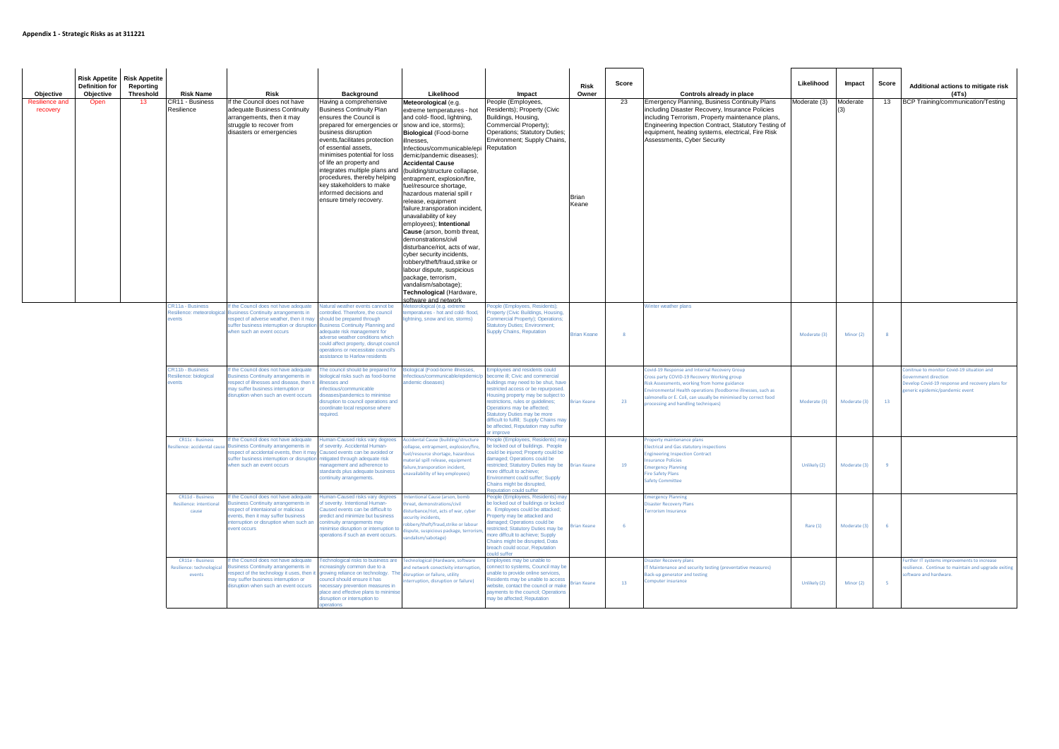**Appendix 1 - Strategic Risks as at 311221**

| Objective | Risk Appetite Definition for Objective | Risk Appetite Reporting Threshold | Risk Name | Risk | Background | Likelihood | Impact | Risk Owner | Score | Controls already in place | Likelihood | Impact | Score | Additional actions to mitigate risk (4Ts) |
|---|---|---|---|---|---|---|---|---|---|---|---|---|---|---|
| Resilience and recovery | Open | 13 | CR11 - Business Resilience | If the Council does not have adequate Business Continuity arrangements, then it may struggle to recover from disasters or emergencies | Having a comprehensive Business Continuity Plan ensures the Council is prepared for emergencies or business disruption events,facilitates protection of essential assets, minimises potential for loss of life an property and integrates multiple plans and procedures, thereby helping key stakeholders to make informed decisions and ensure timely recovery. | **Meteorological** (e.g. extreme temperatures - hot and cold- flood, lightning, snow and ice, storms); **Biological** (Food-borne illnesses, Infectious/communicable/epidemic/pandemic diseases); **Accidental Cause** (building/structure collapse, entrapment, explosion/fire, fuel/resource shortage, hazardous material spill r release, equipment failure,transporation incident, unavailability of key employees); **Intentional Cause** (arson, bomb threat, demonstrations/civil disturbance/riot, acts of war, cyber security incidents, robbery/theft/fraud,strike or labour dispute, suspicious package, terrorism, vandalism/sabotage); **Technological** (Hardware, software and network | People (Employees, Residents); Property (Civic Buildings, Housing, Commercial Property); Operations; Statutory Duties; Environment; Supply Chains, Reputation | Brian Keane | 23 | Emergency Planning, Business Continuity Plans including Disaster Recovery, Insurance Policies including Terrorism, Property maintenance plans, Engineering Inpection Contract, Statutory Testing of equipment, heating systems, electrical, Fire Risk Assessments, Cyber Security | Moderate (3) | Moderate (3) | 13 | BCP Training/communication/Testing |
| | | | CR11a - Business Resilience: meteorological events | If the Council does not have adequate Business Continuity arrangements in respect of adverse weather, then it may suffer business interruption or disruption when such an event occurs | Natural weather events cannot be controlled. Therefore, the council should be prepared through Business Continuity Planning and adequate risk management for adverse weather conditions which could affect property, disrupt council operations or necessitate council's assistance to Harlow residents | Meteorological (e.g. extreme temperatures - hot and cold- flood, lightning, snow and ice, storms) | People (Employees, Residents); Property (Civic Buildings, Housing, Commercial Property); Operations; Statutory Duties; Environment; Supply Chains, Reputation | Brian Keane | 8 | Winter weather plans | Moderate (3) | Minor (2) | 8 | |
| | | | CR11b - Business Resilience: biological events | If the Council does not have adequate Business Continuity arrangements in respect of illnesses and disease, then it may suffer business interruption or disruption when such an event occurs | The council should be prepared for biological risks such as food-borne illnesses and infectious/communicable diseases/pandemics to minimise disruption to council operations and coordinate local response where required. | Biological (Food-borne illnesses, infectious/communicable/epidemic/pandemic diseases) | Employees and residents could become ill; Civic and commercial buildings may need to be shut, have restricted access or be repurposed. Housing property may be subject to restrictions, rules or guidelines; Operations may be affected; Statutory Duties may be more difficult to fulfill; Supply Chains may be affected, Reputation may suffer or improve | Brian Keane | 23 | Covid-19 Response and Internal Recovery Group<br>Cross party COVID-19 Recovery Working group<br>Risk Assessments, working from home guidance<br>Environmental Health operations (foodborne illnesses, such as salmonella or E. Coli, can usually be minimised by correct food processing and handling techniques) | Moderate (3) | Moderate (3) | 13 | Continue to monitor Covid-19 situation and Government direction<br>Develop Covid-19 response and recovery plans for generic epidemic/pandemic event |
| | | | CR11c - Business Resilience: accidental cause | If the Council does not have adequate Business Continuity arrangements in respect of accidental events, then it may suffer business interruption or disruption when such an event occurs | Human-Caused risks vary degrees of severity. Accidental Human-Caused events can be avoided or mitigated through adequate risk management and adherence to standards plus adequate business continuity arrangements. | Accidental Cause (building/structure collapse, entrapment, explosion/fire, fuel/resource shortage, hazardous material spill release, equipment failure,transporation incident, unavailability of key employees) | People (Employees, Residents) may be locked out of buildings. People could be injured; Property could be damaged; Operations could be restricted; Statutory Duties may be more difficult to achieve; Environment could suffer; Supply Chains might be disrupted, Reputation could suffer | Brian Keane | 19 | Property maintenance plans<br>Electrical and Gas statutory inspections<br>Engineering Inspection Contract<br>Insurance Policies<br>Emergency Planning<br>Fire Safety Plans<br>Safety Committee | Unlikely (2) | Moderate (3) | 9 | |
| | | | CR11d - Business Resilience: intentional cause | If the Council does not have adequate Business Continuity arrangements in respect of intentaional or malicious events, then it may suffer business interruption or disruption when such an event occurs | Human-Caused risks vary degrees of severity. Intentional Human-Caused events can be difficult to predict and minimize but business continuity arrangements may minimise disruption or interruption to operations if such an event occurs. | Intentional Cause (arson, bomb threat, demonstrations/civil disturbance/riot, acts of war, cyber security incidents, robbery/theft/fraud,strike or labour dispute, suspicious package, terrorism, vandalism/sabotage) | People (Employees, Residents) may be locked out of buildings or locked in. Employees could be attacked; Property may be attacked and damaged; Operations could be restricted; Statutory Duties may be more difficult to achieve; Supply Chains might be disrupted, Data breach could occur, Reputation could suffer | Brian Keane | 6 | Emergency Planning<br>Disaster Recovery Plans<br>Terrorism Insurance | Rare (1) | Moderate (3) | 6 | |
| | | | CR11e - Business Resilience: technological events | If the Council does not have adequate Business Continuity arrangements in respect of the technology it uses, then it may suffer business interruption or disruption when such an event occurs | Technological risks to business are increasingly common due to a growing reliance on technology. The council should ensure it has necessary prevention measures in place and effective plans to minimise disruption or interruption to operations | Technological (Hardware, software and network conectivity interruption, disruption or failure, utility interruption, disruption or failure) | Employees may be unable to connect to systems, Council may be unable to provide online services, Residents may be unable to access website, contact the council or make payments to the council; Operations may be affected; Reputation | Brian Keane | 13 | Disaster Recovery plans<br>IT Maintenance and security testing (preventative measures)<br>Back-up generator and testing<br>Computer insurance | Unlikely (2) | Minor (2) | 5 | Further IT systems improvements to increase resilience. Continue to maintain and upgrade exiting software and hardware. |